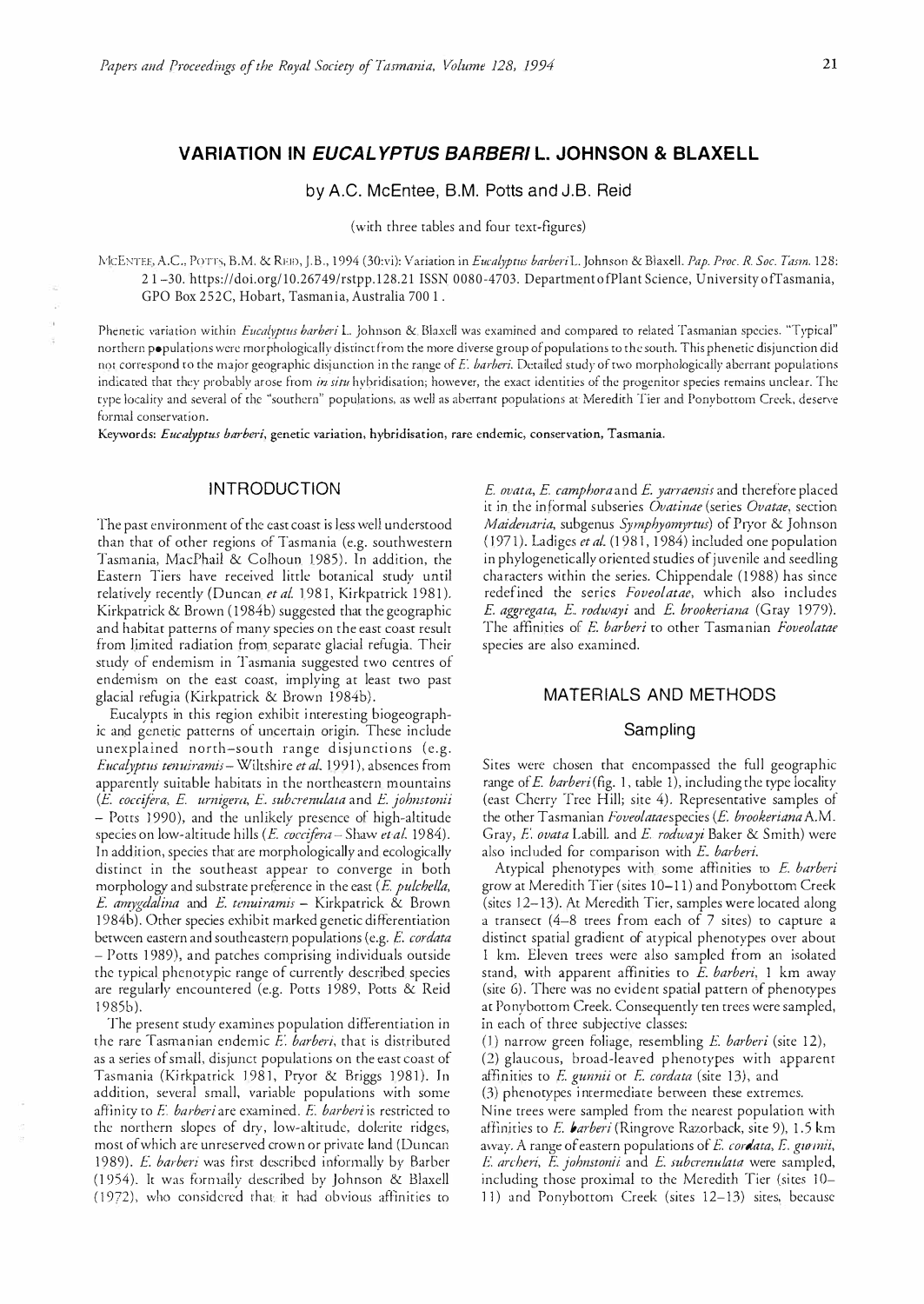# VARIATION IN *EUCALYPTUS BARBERI* L. JOHNSON & BLAXELL

by A.C. McEntee, B.M. Potts and J.B. Reid

(with three tables and four text-figures)

McENTEE, A.C., POTTS, B.M. & REID, J.B., 1994 (30:vi): Variation in *Eucalyptus barberi* L. Johnson & Blaxell. *Pap. Proc. R. Soc. Tasm.* 128: 21–30. https://doi.org/10.26749/rstpp.128.21 ISSN 0080-4703. Department of Plant Science, University of Tasmania, GPO Box 252C, Hobart, Tasmania, Australia 7001.

Phenetic variation within *Eucalyptus barberi* L. Johnson & Blaxell was examined and compared to related Tasmanian species. "Typical" northern populations were morphologically distinct from the more diverse group of populations to the south. This phenetic disjunction did not correspond to the major geographic disjunction in the range of *E. barberi*. Detailed study of two morphologically aberrant populations indicated that they probably arose from *in situ* hybridisation; however, the exact identities of the progenitor species remains unclear. The type locality and several of the "southern" populations, as well as aberrant populations at Meredith Tier and Ponybottom Creek, deserve formal conservation.

**Keywords:** *Eucalyptus barberi*, genetic variation, hybridisation, rare endemic, conservation, Tasmania.

## INTRODUCTION

The past environment of the east coast is less well understood than that of other regions of Tasmania (e.g. southwestern Tasmania, MacPhail & Colhoun 1985). In addition, the Eastern Tiers have received little botanical study until relatively recently (Duncan *et al.* 1981, Kirkpatrick 1981). Kirkpatrick & Brown (1984b) suggested that the geographic and habitat patterns of many species on the east coast result from limited radiation from separate glacial refugia. Their study of endemism in Tasmania suggested two centres of endemism on the east coast, implying at least two past glacial refugia (Kirkpatrick & Brown 1984b).

Eucalypts in this region exhibit interesting biogeographic and genetic patterns of uncertain origin. These include unexplained north–south range disjunctions (e.g. *Eucalyptus tenuiramis* – Wiltshire *et al.* 1991), absences from apparently suitable habitats in the northeastern mountains (*E. coccifera*, *E. urnigera*, *E. subcrenulata* and *E. johnstonii* – Potts 1990), and the unlikely presence of high-altitude species on low-altitude hills (*E. coccifera* – Shaw *et al.* 1984). In addition, species that are morphologically and ecologically distinct in the southeast appear to converge in both morphology and substrate preference in the east (*E. pulchella*, *E. amygdalina* and *E. tenuiramis* – Kirkpatrick & Brown 1984b). Other species exhibit marked genetic differentiation between eastern and southeastern populations (e.g. *E. cordata* – Potts 1989), and patches comprising individuals outside the typical phenotypic range of currently described species are regularly encountered (e.g. Potts 1989, Potts & Reid 1985b).

The present study examines population differentiation in the rare Tasmanian endemic *E. barberi*, that is distributed as a series of small, disjunct populations on the east coast of Tasmania (Kirkpatrick 1981, Pryor & Briggs 1981). In addition, several small, variable populations with some affinity to *E. barberi* are examined. *E. barberi* is restricted to the northern slopes of dry, low-altitude, dolerite ridges, most of which are unreserved crown or private land (Duncan 1989). *E. barberi* was first described informally by Barber (1954). It was formally described by Johnson & Blaxell (1972), who considered that it had obvious affinities to *E. ovata*, *E. camphora* and *E. yarraensis* and therefore placed it in the informal subseries *Ovatinae* (series *Ovatae*, section *Maidenaria*, subgenus *Symphyomyrtus*) of Pryor & Johnson (1971). Ladiges *et al.* (1981, 1984) included one population in phylogenetically oriented studies of juvenile and seedling characters within the series. Chippendale (1988) has since redefined the series *Foveolatae*, which also includes *E. aggregata*, *E. rodwayi* and *E. brookeriana* (Gray 1979). The affinities of *E. barberi* to other Tasmanian *Foveolatae* species are also examined.

## MATERIALS AND METHODS

### Sampling

Sites were chosen that encompassed the full geographic range of *E. barberi* (fig. 1, table 1), including the type locality (east Cherry Tree Hill; site 4). Representative samples of the other Tasmanian *Foveolatae* species (*E. brookeriana* A.M. Gray, *E. ovata* Labill. and *E. rodwayi* Baker & Smith) were also included for comparison with *E. barberi*.

Atypical phenotypes with some affinities to *E. barberi* grow at Meredith Tier (sites 10–11) and Ponybottom Creek (sites 12–13). At Meredith Tier, samples were located along a transect (4–8 trees from each of 7 sites) to capture a distinct spatial gradient of atypical phenotypes over about 1 km. Eleven trees were also sampled from an isolated stand, with apparent affinities to *E. barberi*, 1 km away (site 6). There was no evident spatial pattern of phenotypes at Ponybottom Creek. Consequently ten trees were sampled, in each of three subjective classes:

(1) narrow green foliage, resembling *E. barberi* (site 12),
(2) glaucous, broad-leaved phenotypes with apparent affinities to *E. gunnii* or *E. cordata* (site 13), and
(3) phenotypes intermediate between these extremes.

Nine trees were sampled from the nearest population with affinities to *E. barberi* (Ringrove Razorback, site 9), 1.5 km away. A range of eastern populations of *E. cordata*, *E. gunnii*, *E. archeri*, *E. johnstonii* and *E. subcrenulata* were sampled, including those proximal to the Meredith Tier (sites 10–11) and Ponybottom Creek (sites 12–13) sites, because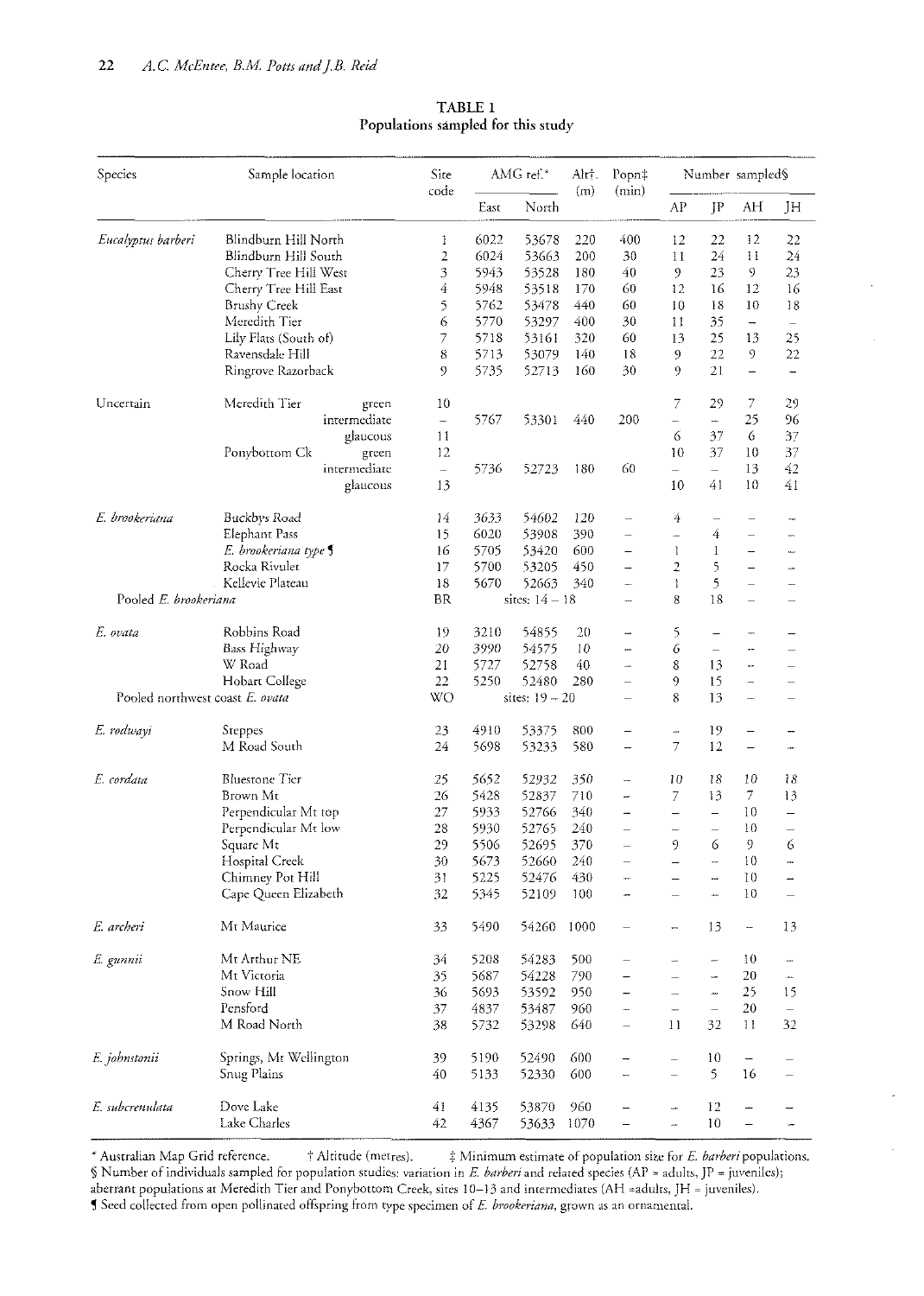**TABLE 1**
**Populations sampled for this study**

| Species | Sample location | | Site code | AMG ref.* | | Alt†. (m) | Popn‡ (min) | Number sampled§ | | | |
|---|---|---|---|---|---|---|---|---|---|---|---|
| | | | | East | North | | | AP | JP | AH | JH |
| *Eucalyptus barberi* | Blindburn Hill North | | 1 | 6022 | 53678 | 220 | 400 | 12 | 22 | 12 | 22 |
| | Blindburn Hill South | | 2 | 6024 | 53663 | 200 | 30 | 11 | 24 | 11 | 24 |
| | Cherry Tree Hill West | | 3 | 5943 | 53528 | 180 | 40 | 9 | 23 | 9 | 23 |
| | Cherry Tree Hill East | | 4 | 5948 | 53518 | 170 | 60 | 12 | 16 | 12 | 16 |
| | Brushy Creek | | 5 | 5762 | 53478 | 440 | 60 | 10 | 18 | 10 | 18 |
| | Meredith Tier | | 6 | 5770 | 53297 | 400 | 30 | 11 | 35 | – | – |
| | Lily Flats (South of) | | 7 | 5718 | 53161 | 320 | 60 | 13 | 25 | 13 | 25 |
| | Ravensdale Hill | | 8 | 5713 | 53079 | 140 | 18 | 9 | 22 | 9 | 22 |
| | Ringrove Razorback | | 9 | 5735 | 52713 | 160 | 30 | 9 | 21 | – | – |
| Uncertain | Meredith Tier | green | 10 | | | | | 7 | 29 | 7 | 29 |
| | | intermediate | – | 5767 | 53301 | 440 | 200 | – | – | 25 | 96 |
| | | glaucous | 11 | | | | | 6 | 37 | 6 | 37 |
| | Ponybottom Ck | green | 12 | | | | | 10 | 37 | 10 | 37 |
| | | intermediate | – | 5736 | 52723 | 180 | 60 | – | – | 13 | 42 |
| | | glaucous | 13 | | | | | 10 | 41 | 10 | 41 |
| *E. brookeriana* | Buckbys Road | | 14 | 3633 | 54602 | 120 | – | 4 | – | – | – |
| | Elephant Pass | | 15 | 6020 | 53908 | 390 | – | – | 4 | – | – |
| | *E. brookeriana type* ¶ | | 16 | 5705 | 53420 | 600 | – | 1 | 1 | – | – |
| | Rocka Rivulet | | 17 | 5700 | 53205 | 450 | – | 2 | 5 | – | – |
| | Kellevie Plateau | | 18 | 5670 | 52663 | 340 | – | 1 | 5 | – | – |
| Pooled *E. brookeriana* | | | BR | sites: 14 – 18 | | | – | 8 | 18 | – | – |
| *E. ovata* | Robbins Road | | 19 | 3210 | 54855 | 20 | – | 5 | – | – | – |
| | Bass Highway | | 20 | 3990 | 54575 | 10 | – | 6 | – | – | – |
| | W Road | | 21 | 5727 | 52758 | 40 | – | 8 | 13 | – | – |
| | Hobart College | | 22 | 5250 | 52480 | 280 | – | 9 | 15 | – | – |
| Pooled northwest coast *E. ovata* | | | WO | sites: 19 – 20 | | | – | 8 | 13 | – | – |
| *E. rodwayi* | Steppes | | 23 | 4910 | 53375 | 800 | – | – | 19 | – | – |
| | M Road South | | 24 | 5698 | 53233 | 580 | – | 7 | 12 | – | – |
| *E. cordata* | Bluestone Tier | | 25 | 5652 | 52932 | 350 | – | 10 | 18 | 10 | 18 |
| | Brown Mt | | 26 | 5428 | 52837 | 710 | – | 7 | 13 | 7 | 13 |
| | Perpendicular Mt top | | 27 | 5933 | 52766 | 340 | – | – | – | 10 | – |
| | Perpendicular Mt low | | 28 | 5930 | 52765 | 240 | – | – | – | 10 | – |
| | Square Mt | | 29 | 5506 | 52695 | 370 | – | 9 | 6 | 9 | 6 |
| | Hospital Creek | | 30 | 5673 | 52660 | 240 | – | – | – | 10 | – |
| | Chimney Pot Hill | | 31 | 5225 | 52476 | 430 | – | – | – | 10 | – |
| | Cape Queen Elizabeth | | 32 | 5345 | 52109 | 100 | – | – | – | 10 | – |
| *E. archeri* | Mt Maurice | | 33 | 5490 | 54260 | 1000 | – | – | 13 | – | 13 |
| *E. gunnii* | Mt Arthur NE | | 34 | 5208 | 54283 | 500 | – | – | – | 10 | – |
| | Mt Victoria | | 35 | 5687 | 54228 | 790 | – | – | – | 20 | – |
| | Snow Hill | | 36 | 5693 | 53592 | 950 | – | – | – | 25 | 15 |
| | Pensford | | 37 | 4837 | 53487 | 960 | – | – | – | 20 | – |
| | M Road North | | 38 | 5732 | 53298 | 640 | – | 11 | 32 | 11 | 32 |
| *E. johnstonii* | Springs, Mt Wellington | | 39 | 5190 | 52490 | 600 | – | – | 10 | – | – |
| | Snug Plains | | 40 | 5133 | 52330 | 600 | – | – | 5 | 16 | – |
| *E. subcrenulata* | Dove Lake | | 41 | 4135 | 53870 | 960 | – | – | 12 | – | – |
| | Lake Charles | | 42 | 4367 | 53633 | 1070 | – | – | 10 | – | – |

\* Australian Map Grid reference. † Altitude (metres). ‡ Minimum estimate of population size for *E. barberi* populations.
§ Number of individuals sampled for population studies: variation in *E. barberi* and related species (AP = adults, JP = juveniles); aberrant populations at Meredith Tier and Ponybottom Creek, sites 10–13 and intermediates (AH = adults, JH = juveniles).
¶ Seed collected from open pollinated offspring from type specimen of *E. brookeriana*, grown as an ornamental.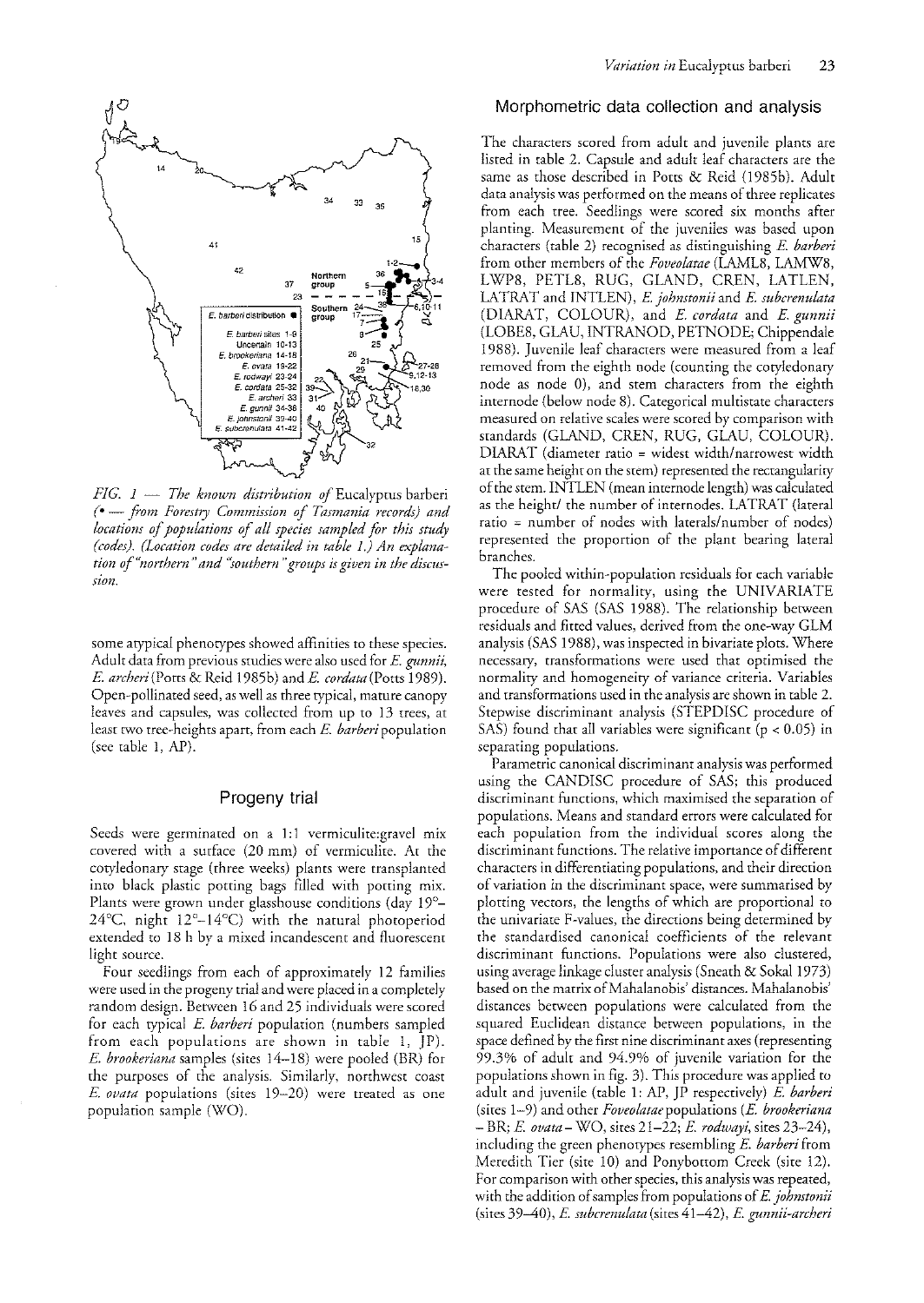*FIG. 1 — The known distribution of* Eucalyptus barberi *(• — from Forestry Commission of Tasmania records) and locations of populations of all species sampled for this study (codes). (Location codes are detailed in table 1.) An explanation of "northern" and "southern" groups is given in the discussion.*

some atypical phenotypes showed affinities to these species. Adult data from previous studies were also used for *E. gunnii*, *E. archeri* (Potts & Reid 1985b) and *E. cordata* (Potts 1989). Open-pollinated seed, as well as three typical, mature canopy leaves and capsules, was collected from up to 13 trees, at least two tree-heights apart, from each *E. barberi* population (see table 1, AP).

## Progeny trial

Seeds were germinated on a 1:1 vermiculite:gravel mix covered with a surface (20 mm) of vermiculite. At the cotyledonary stage (three weeks) plants were transplanted into black plastic potting bags filled with potting mix. Plants were grown under glasshouse conditions (day 19°–24°C, night 12°–14°C) with the natural photoperiod extended to 18 h by a mixed incandescent and fluorescent light source.

Four seedlings from each of approximately 12 families were used in the progeny trial and were placed in a completely random design. Between 16 and 25 individuals were scored for each typical *E. barberi* population (numbers sampled from each populations are shown in table 1, JP). *E. brookeriana* samples (sites 14–18) were pooled (BR) for the purposes of the analysis. Similarly, northwest coast *E. ovata* populations (sites 19–20) were treated as one population sample (WO).

## Morphometric data collection and analysis

The characters scored from adult and juvenile plants are listed in table 2. Capsule and adult leaf characters are the same as those described in Potts & Reid (1985b). Adult data analysis was performed on the means of three replicates from each tree. Seedlings were scored six months after planting. Measurement of the juveniles was based upon characters (table 2) recognised as distinguishing *E. barberi* from other members of the *Foveolatae* (LAML8, LAMW8, LWP8, PETL8, RUG, GLAND, CREN, LATLEN, LATRAT and INTLEN), *E. johnstonii* and *E. subcrenulata* (DIARAT, COLOUR), and *E. cordata* and *E. gunnii* (LOBE8, GLAU, INTRANOD, PETNODE; Chippendale 1988). Juvenile leaf characters were measured from a leaf removed from the eighth node (counting the cotyledonary node as node 0), and stem characters from the eighth internode (below node 8). Categorical multistate characters measured on relative scales were scored by comparison with standards (GLAND, CREN, RUG, GLAU, COLOUR). DIARAT (diameter ratio = widest width/narrowest width at the same height on the stem) represented the rectangularity of the stem. INTLEN (mean internode length) was calculated as the height/ the number of internodes. LATRAT (lateral ratio = number of nodes with laterals/number of nodes) represented the proportion of the plant bearing lateral branches.

The pooled within-population residuals for each variable were tested for normality, using the UNIVARIATE procedure of SAS (SAS 1988). The relationship between residuals and fitted values, derived from the one-way GLM analysis (SAS 1988), was inspected in bivariate plots. Where necessary, transformations were used that optimised the normality and homogeneity of variance criteria. Variables and transformations used in the analysis are shown in table 2. Stepwise discriminant analysis (STEPDISC procedure of SAS) found that all variables were significant ($p < 0.05$) in separating populations.

Parametric canonical discriminant analysis was performed using the CANDISC procedure of SAS; this produced discriminant functions, which maximised the separation of populations. Means and standard errors were calculated for each population from the individual scores along the discriminant functions. The relative importance of different characters in differentiating populations, and their direction of variation in the discriminant space, were summarised by plotting vectors, the lengths of which are proportional to the univariate F-values, the directions being determined by the standardised canonical coefficients of the relevant discriminant functions. Populations were also clustered, using average linkage cluster analysis (Sneath & Sokal 1973) based on the matrix of Mahalanobis' distances. Mahalanobis' distances between populations were calculated from the squared Euclidean distance between populations, in the space defined by the first nine discriminant axes (representing 99.3% of adult and 94.9% of juvenile variation for the populations shown in fig. 3). This procedure was applied to adult and juvenile (table 1: AP, JP respectively) *E. barberi* (sites 1–9) and other *Foveolatae* populations (*E. brookeriana* – BR; *E. ovata* – WO, sites 21–22; *E. rodwayi*, sites 23–24), including the green phenotypes resembling *E. barberi* from Meredith Tier (site 10) and Ponybottom Creek (site 12). For comparison with other species, this analysis was repeated, with the addition of samples from populations of *E. johnstonii* (sites 39–40), *E. subcrenulata* (sites 41–42), *E. gunnii-archeri*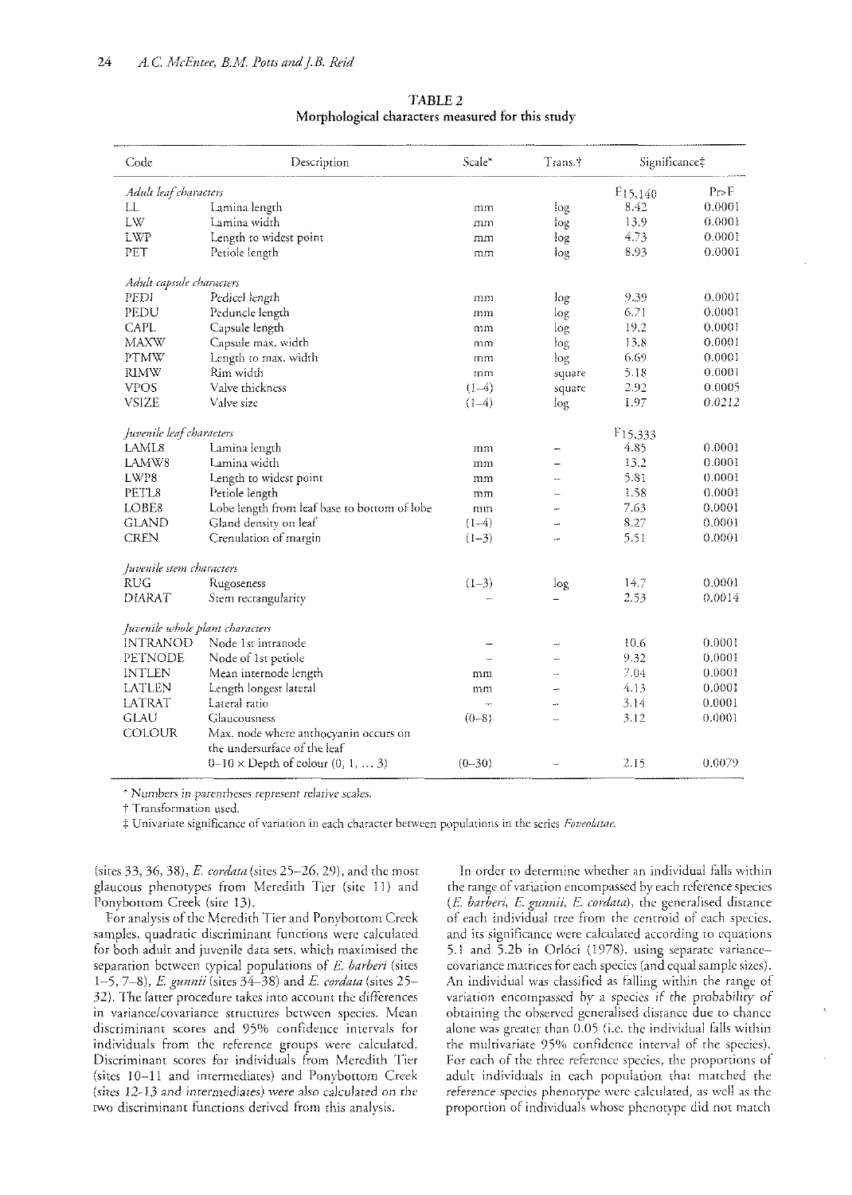**TABLE 2**
**Morphological characters measured for this study**

| Code | Description | Scale* | Trans.† | Significance‡ | |
|---|---|---|---|---|---|
| *Adult leaf characters* | | | | $F_{15,140}$ | Pr>F |
| LL | Lamina length | mm | log | 8.42 | 0.0001 |
| LW | Lamina width | mm | log | 13.9 | 0.0001 |
| LWP | Length to widest point | mm | log | 4.73 | 0.0001 |
| PET | Petiole length | mm | log | 8.93 | 0.0001 |
| *Adult capsule characters* | | | | | |
| PEDI | Pedicel length | mm | log | 9.39 | 0.0001 |
| PEDU | Peduncle length | mm | log | 6.71 | 0.0001 |
| CAPL | Capsule length | mm | log | 19.2 | 0.0001 |
| MAXW | Capsule max. width | mm | log | 13.8 | 0.0001 |
| PTMW | Length to max. width | mm | log | 6.69 | 0.0001 |
| RIMW | Rim width | mm | square | 5.18 | 0.0001 |
| VPOS | Valve thickness | (1–4) | square | 2.92 | 0.0005 |
| VSIZE | Valve size | (1–4) | log | 1.97 | 0.0212 |
| *Juvenile leaf characters* | | | | $F_{15,333}$ | |
| LAML8 | Lamina length | mm | – | 4.85 | 0.0001 |
| LAMW8 | Lamina width | mm | – | 13.2 | 0.0001 |
| LWP8 | Length to widest point | mm | – | 5.81 | 0.0001 |
| PETL8 | Petiole length | mm | – | 1.58 | 0.0001 |
| LOBE8 | Lobe length from leaf base to bottom of lobe | mm | – | 7.63 | 0.0001 |
| GLAND | Gland density on leaf | (1–4) | – | 8.27 | 0.0001 |
| CREN | Crenulation of margin | (1–3) | – | 5.51 | 0.0001 |
| *Juvenile stem characters* | | | | | |
| RUG | Rugoseness | (1–3) | log | 14.7 | 0.0001 |
| DIARAT | Stem rectangularity | – | – | 2.53 | 0.0014 |
| *Juvenile whole plant characters* | | | | | |
| INTRANOD | Node 1st intranode | – | – | 10.6 | 0.0001 |
| PETNODE | Node of 1st petiole | – | – | 9.32 | 0.0001 |
| INTLEN | Mean internode length | mm | – | 7.04 | 0.0001 |
| LATLEN | Length longest lateral | mm | – | 4.13 | 0.0001 |
| LATRAT | Lateral ratio | – | – | 3.14 | 0.0001 |
| GLAU | Glaucousness | (0–8) | – | 3.12 | 0.0001 |
| COLOUR | Max. node where anthocyanin occurs on the undersurface of the leaf 0–10 × Depth of colour (0, 1, ... 3) | (0–30) | – | 2.15 | 0.0079 |

\* Numbers in parentheses represent relative scales.

† Transformation used.

‡ Univariate significance of variation in each character between populations in the series *Foveolatae*.

(sites 33, 36, 38), *E. cordata* (sites 25–26, 29), and the most glaucous phenotypes from Meredith Tier (site 11) and Ponybottom Creek (site 13).

For analysis of the Meredith Tier and Ponybottom Creek samples, quadratic discriminant functions were calculated for both adult and juvenile data sets, which maximised the separation between typical populations of *E. barberi* (sites 1–5, 7–8), *E. gunnii* (sites 34–38) and *E. cordata* (sites 25–32). The latter procedure takes into account the differences in variance/covariance structures between species. Mean discriminant scores and 95% confidence intervals for individuals from the reference groups were calculated. Discriminant scores for individuals from Meredith Tier (sites 10–11 and intermediates) and Ponybottom Creek (sites 12–13 and intermediates) were also calculated on the two discriminant functions derived from this analysis.

In order to determine whether an individual falls within the range of variation encompassed by each reference species (*E. barberi*, *E. gunnii*, *E. cordata*), the generalised distance of each individual tree from the centroid of each species, and its significance were calculated according to equations 5.1 and 5.2b in Orlóci (1978), using separate variance–covariance matrices for each species (and equal sample sizes). An individual was classified as falling within the range of variation encompassed by a species if the probability of obtaining the observed generalised distance due to chance alone was greater than 0.05 (i.e. the individual falls within the multivariate 95% confidence interval of the species). For each of the three reference species, the proportions of adult individuals in each population that matched the reference species phenotype were calculated, as well as the proportion of individuals whose phenotype did not match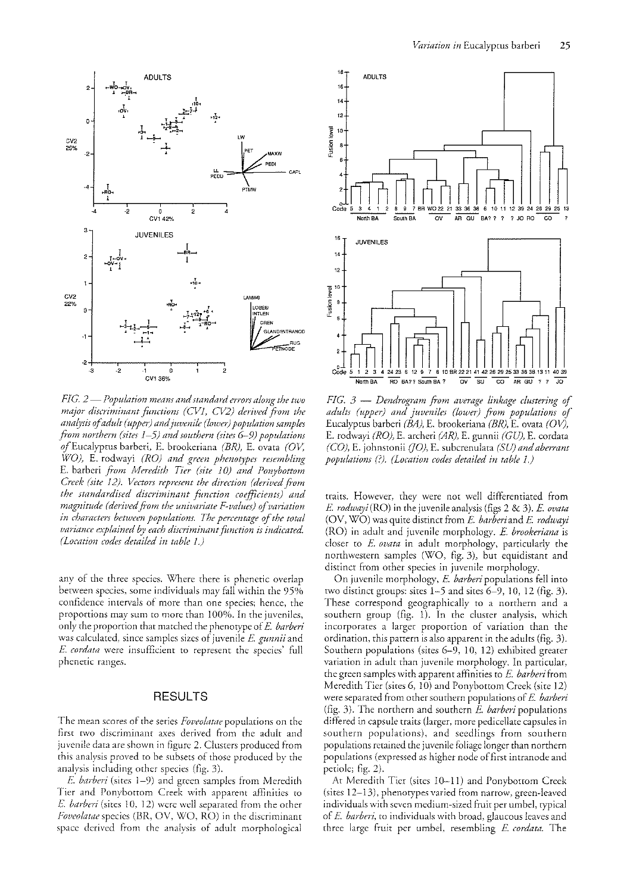FIG. 2 — *Population means and standard errors along the two major discriminant functions (CV1, CV2) derived from the analysis of adult (upper) and juvenile (lower) population samples from northern (sites 1–5) and southern (sites 6–9) populations of* Eucalyptus barberi, E. brookeriana *(BR),* E. ovata *(OV, WO),* E. rodwayi *(RO) and green phenotypes resembling* E. barberi *from Meredith Tier (site 10) and Ponybottom Creek (site 12). Vectors represent the direction (derived from the standardised discriminant function coefficients) and magnitude (derived from the univariate F-values) of variation in characters between populations. The percentage of the total variance explained by each discriminant function is indicated. (Location codes detailed in table 1.)*

FIG. 3 — *Dendrogram from average linkage clustering of adults (upper) and juveniles (lower) from populations of* Eucalyptus barberi *(BA),* E. brookeriana *(BR),* E. ovata *(OV),* E. rodwayi *(RO),* E. archeri *(AR),* E. gunnii *(GU),* E. cordata *(CO),* E. johnstonii *(JO),* E. subcrenulata *(SU) and aberrant populations (?). (Location codes detailed in table 1.)*

any of the three species. Where there is phenetic overlap between species, some individuals may fall within the 95% confidence intervals of more than one species; hence, the proportions may sum to more than 100%. In the juveniles, only the proportion that matched the phenotype of *E. barberi* was calculated, since samples sizes of juvenile *E. gunnii* and *E. cordata* were insufficient to represent the species' full phenetic ranges.

## RESULTS

The mean scores of the series *Foveolatae* populations on the first two discriminant axes derived from the adult and juvenile data are shown in figure 2. Clusters produced from this analysis proved to be subsets of those produced by the analysis including other species (fig. 3).

*E. barberi* (sites 1–9) and green samples from Meredith Tier and Ponybottom Creek with apparent affinities to *E. barberi* (sites 10, 12) were well separated from the other *Foveolatae* species (BR, OV, WO, RO) in the discriminant space derived from the analysis of adult morphological traits. However, they were not well differentiated from *E. rodwayi* (RO) in the juvenile analysis (figs 2 & 3). *E. ovata* (OV, WO) was quite distinct from *E. barberi* and *E. rodwayi* (RO) in adult and juvenile morphology. *E. brookeriana* is closer to *E. ovata* in adult morphology, particularly the northwestern samples (WO, fig. 3), but equidistant and distinct from other species in juvenile morphology.

On juvenile morphology, *E. barberi* populations fell into two distinct groups: sites 1–5 and sites 6–9, 10, 12 (fig. 3). These correspond geographically to a northern and a southern group (fig. 1). In the cluster analysis, which incorporates a larger proportion of variation than the ordination, this pattern is also apparent in the adults (fig. 3). Southern populations (sites 6–9, 10, 12) exhibited greater variation in adult than juvenile morphology. In particular, the green samples with apparent affinities to *E. barberi* from Meredith Tier (sites 6, 10) and Ponybottom Creek (site 12) were separated from other southern populations of *E. barberi* (fig. 3). The northern and southern *E. barberi* populations differed in capsule traits (larger, more pedicellate capsules in southern populations), and seedlings from southern populations retained the juvenile foliage longer than northern populations (expressed as higher node of first intranode and petiole; fig. 2).

At Meredith Tier (sites 10–11) and Ponybottom Creek (sites 12–13), phenotypes varied from narrow, green-leaved individuals with seven medium-sized fruit per umbel, typical of *E. barberi*, to individuals with broad, glaucous leaves and three large fruit per umbel, resembling *E. cordata*. The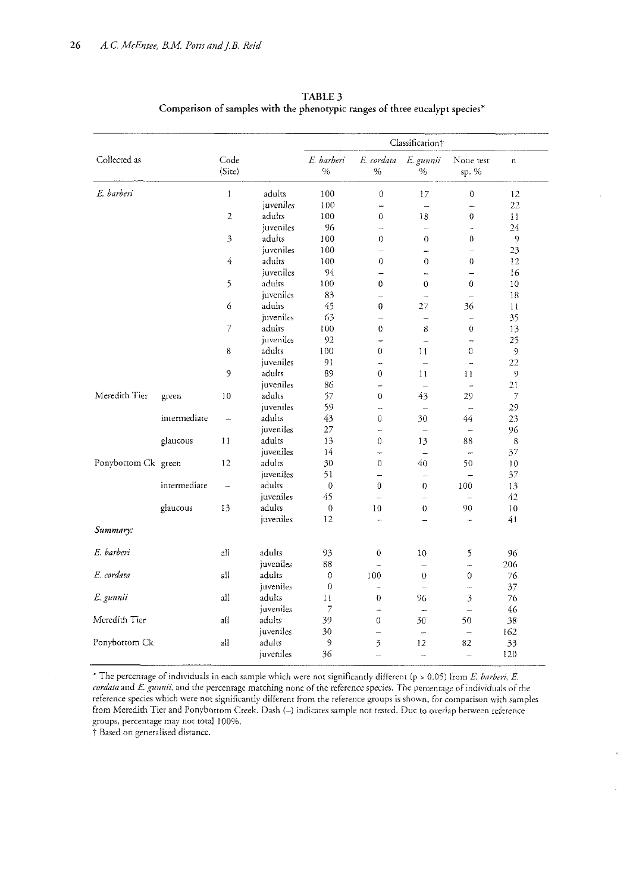**TABLE 3**
**Comparison of samples with the phenotypic ranges of three eucalypt species***

| Collected as | | Code (Site) | | Classification† | | | | |
|---|---|---|---|---|---|---|---|---|
| | | | | *E. barberi* % | *E. cordata* % | *E. gunnii* % | None test sp. % | n |
| *E. barberi* | | 1 | adults | 100 | 0 | 17 | 0 | 12 |
| | | | juveniles | 100 | – | – | – | 22 |
| | | 2 | adults | 100 | 0 | 18 | 0 | 11 |
| | | | juveniles | 96 | – | – | – | 24 |
| | | 3 | adults | 100 | 0 | 0 | 0 | 9 |
| | | | juveniles | 100 | – | – | – | 23 |
| | | 4 | adults | 100 | 0 | 0 | 0 | 12 |
| | | | juveniles | 94 | – | – | – | 16 |
| | | 5 | adults | 100 | 0 | 0 | 0 | 10 |
| | | | juveniles | 83 | – | – | – | 18 |
| | | 6 | adults | 45 | 0 | 27 | 36 | 11 |
| | | | juveniles | 63 | – | – | – | 35 |
| | | 7 | adults | 100 | 0 | 8 | 0 | 13 |
| | | | juveniles | 92 | – | – | – | 25 |
| | | 8 | adults | 100 | 0 | 11 | 0 | 9 |
| | | | juveniles | 91 | – | – | – | 22 |
| | | 9 | adults | 89 | 0 | 11 | 11 | 9 |
| | | | juveniles | 86 | – | – | – | 21 |
| Meredith Tier | green | 10 | adults | 57 | 0 | 43 | 29 | 7 |
| | | | juveniles | 59 | – | – | – | 29 |
| | intermediate | – | adults | 43 | 0 | 30 | 44 | 23 |
| | | | juveniles | 27 | – | – | – | 96 |
| | glaucous | 11 | adults | 13 | 0 | 13 | 88 | 8 |
| | | | juveniles | 14 | – | – | – | 37 |
| Ponybottom Ck | green | 12 | adults | 30 | 0 | 40 | 50 | 10 |
| | | | juveniles | 51 | – | – | – | 37 |
| | intermediate | – | adults | 0 | 0 | 0 | 100 | 13 |
| | | | juveniles | 45 | – | – | – | 42 |
| | glaucous | 13 | adults | 0 | 10 | 0 | 90 | 10 |
| | | | juveniles | 12 | – | – | – | 41 |
| ***Summary:*** | | | | | | | | |
| *E. barberi* | | all | adults | 93 | 0 | 10 | 5 | 96 |
| | | | juveniles | 88 | – | – | – | 206 |
| *E. cordata* | | all | adults | 0 | 100 | 0 | 0 | 76 |
| | | | juveniles | 0 | – | – | – | 37 |
| *E. gunnii* | | all | adults | 11 | 0 | 96 | 3 | 76 |
| | | | juveniles | 7 | – | – | – | 46 |
| Meredith Tier | | all | adults | 39 | 0 | 30 | 50 | 38 |
| | | | juveniles | 30 | – | – | – | 162 |
| Ponybottom Ck | | all | adults | 9 | 3 | 12 | 82 | 33 |
| | | | juveniles | 36 | – | – | – | 120 |

\* The percentage of individuals in each sample which were not significantly different ($p > 0.05$) from *E. barberi*, *E. cordata* and *E. gunnii*, and the percentage matching none of the reference species. The percentage of individuals of the reference species which were not significantly different from the reference groups is shown, for comparison with samples from Meredith Tier and Ponybottom Creek. Dash (–) indicates sample not tested. Due to overlap between reference groups, percentage may not total 100%.

† Based on generalised distance.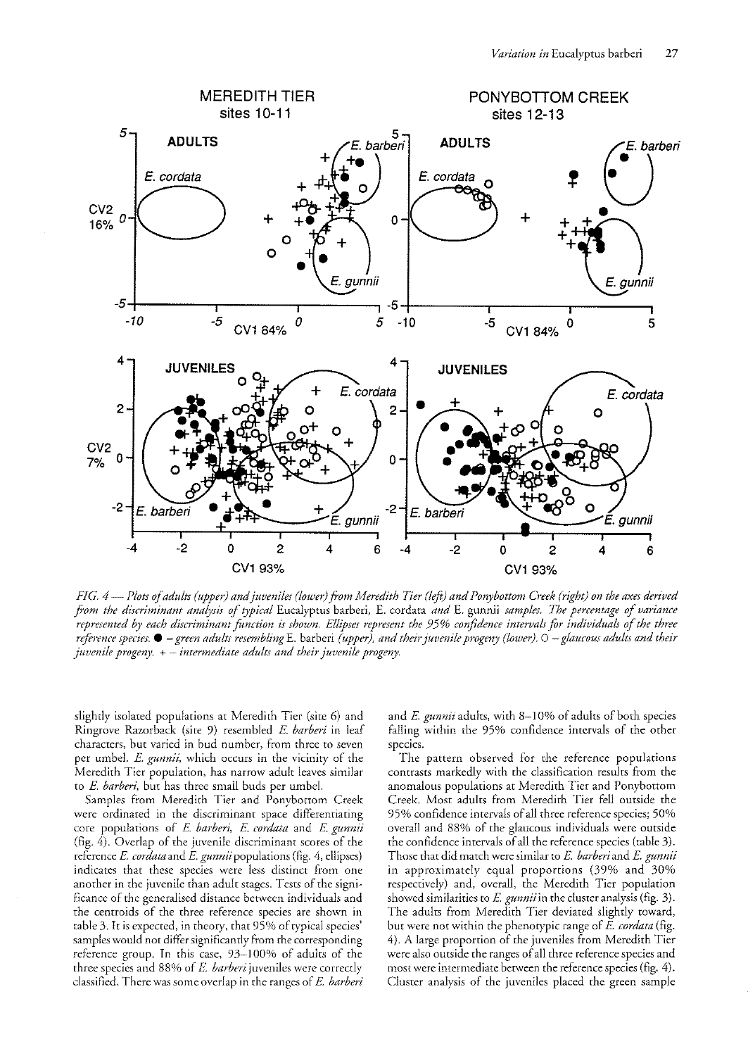*FIG. 4 — Plots of adults (upper) and juveniles (lower) from Meredith Tier (left) and Ponybottom Creek (right) on the axes derived from the discriminant analysis of typical* Eucalyptus barberi, E. cordata *and* E. gunnii *samples. The percentage of variance represented by each discriminant function is shown. Ellipses represent the 95% confidence intervals for individuals of the three reference species.* ● *– green adults resembling* E. barberi *(upper), and their juvenile progeny (lower).* ○ *– glaucous adults and their juvenile progeny.* + *– intermediate adults and their juvenile progeny.*

slightly isolated populations at Meredith Tier (site 6) and Ringrove Razorback (site 9) resembled *E. barberi* in leaf characters, but varied in bud number, from three to seven per umbel. *E. gunnii*, which occurs in the vicinity of the Meredith Tier population, has narrow adult leaves similar to *E. barberi*, but has three small buds per umbel.

Samples from Meredith Tier and Ponybottom Creek were ordinated in the discriminant space differentiating core populations of *E. barberi*, *E. cordata* and *E. gunnii* (fig. 4). Overlap of the juvenile discriminant scores of the reference *E. cordata* and *E. gunnii* populations (fig. 4, ellipses) indicates that these species were less distinct from one another in the juvenile than adult stages. Tests of the significance of the generalised distance between individuals and the centroids of the three reference species are shown in table 3. It is expected, in theory, that 95% of typical species' samples would not differ significantly from the corresponding reference group. In this case, 93–100% of adults of the three species and 88% of *E. barberi* juveniles were correctly classified. There was some overlap in the ranges of *E. barberi* and *E. gunnii* adults, with 8–10% of adults of both species falling within the 95% confidence intervals of the other species.

The pattern observed for the reference populations contrasts markedly with the classification results from the anomalous populations at Meredith Tier and Ponybottom Creek. Most adults from Meredith Tier fell outside the 95% confidence intervals of all three reference species; 50% overall and 88% of the glaucous individuals were outside the confidence intervals of all the reference species (table 3). Those that did match were similar to *E. barberi* and *E. gunnii* in approximately equal proportions (39% and 30% respectively) and, overall, the Meredith Tier population showed similarities to *E. gunnii* in the cluster analysis (fig. 3). The adults from Meredith Tier deviated slightly toward, but were not within the phenotypic range of *E. cordata* (fig. 4). A large proportion of the juveniles from Meredith Tier were also outside the ranges of all three reference species and most were intermediate between the reference species (fig. 4). Cluster analysis of the juveniles placed the green sample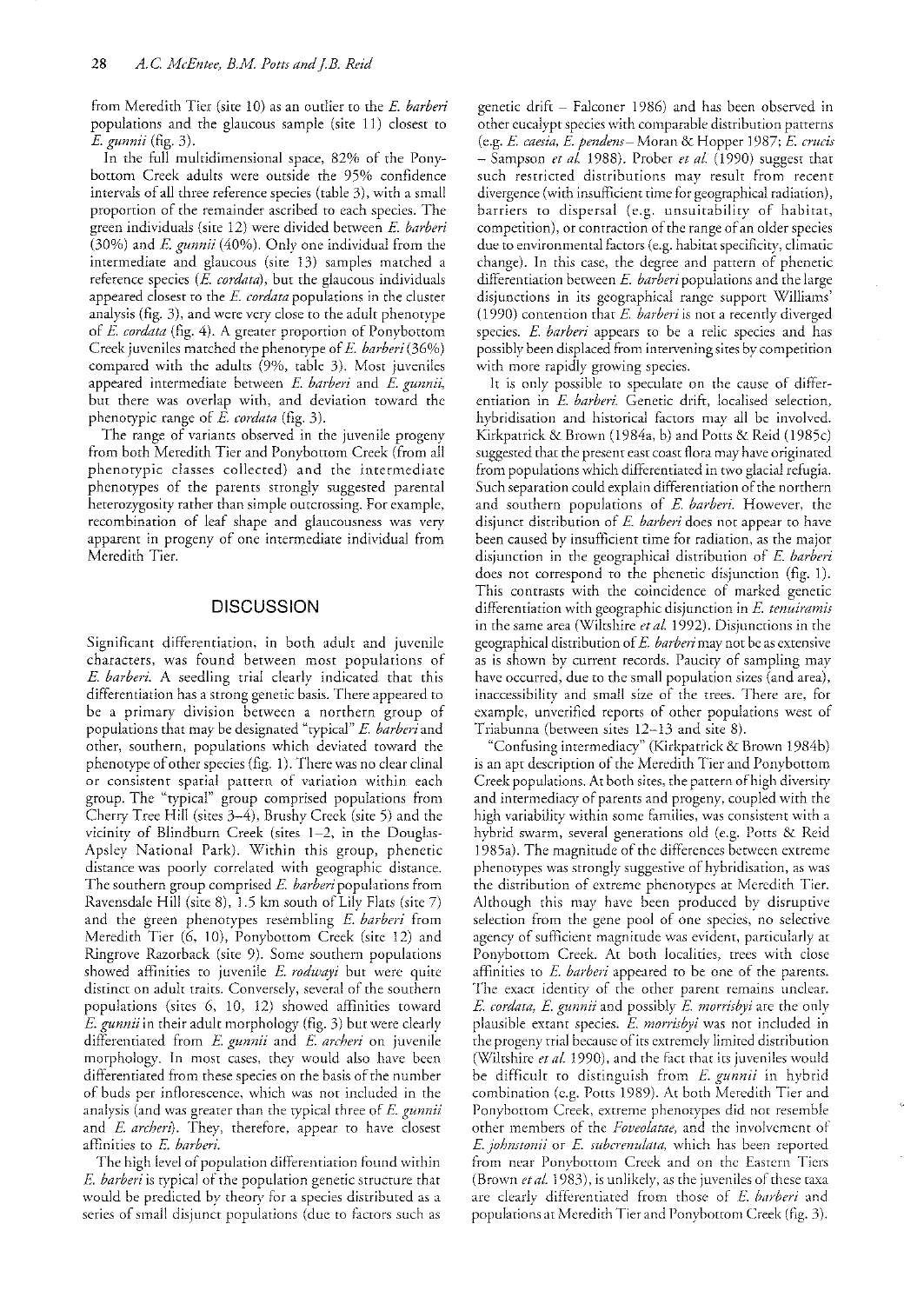from Meredith Tier (site 10) as an outlier to the *E. barberi* populations and the glaucous sample (site 11) closest to *E. gunnii* (fig. 3).

In the full multidimensional space, 82% of the Ponybottom Creek adults were outside the 95% confidence intervals of all three reference species (table 3), with a small proportion of the remainder ascribed to each species. The green individuals (site 12) were divided between *E. barberi* (30%) and *E. gunnii* (40%). Only one individual from the intermediate and glaucous (site 13) samples matched a reference species (*E. cordata*), but the glaucous individuals appeared closest to the *E. cordata* populations in the cluster analysis (fig. 3), and were very close to the adult phenotype of *E. cordata* (fig. 4). A greater proportion of Ponybottom Creek juveniles matched the phenotype of *E. barberi* (36%) compared with the adults (9%, table 3). Most juveniles appeared intermediate between *E. barberi* and *E. gunnii*, but there was overlap with, and deviation toward the phenotypic range of *E. cordata* (fig. 3).

The range of variants observed in the juvenile progeny from both Meredith Tier and Ponybottom Creek (from all phenotypic classes collected) and the intermediate phenotypes of the parents strongly suggested parental heterozygosity rather than simple outcrossing. For example, recombination of leaf shape and glaucousness was very apparent in progeny of one intermediate individual from Meredith Tier.

## DISCUSSION

Significant differentiation, in both adult and juvenile characters, was found between most populations of *E. barberi*. A seedling trial clearly indicated that this differentiation has a strong genetic basis. There appeared to be a primary division between a northern group of populations that may be designated "typical" *E. barberi* and other, southern, populations which deviated toward the phenotype of other species (fig. 1). There was no clear clinal or consistent spatial pattern of variation within each group. The "typical" group comprised populations from Cherry Tree Hill (sites 3–4), Brushy Creek (site 5) and the vicinity of Blindburn Creek (sites 1–2, in the Douglas-Apsley National Park). Within this group, phenetic distance was poorly correlated with geographic distance. The southern group comprised *E. barberi* populations from Ravensdale Hill (site 8), 1.5 km south of Lily Flats (site 7) and the green phenotypes resembling *E. barberi* from Meredith Tier (6, 10), Ponybottom Creek (site 12) and Ringrove Razorback (site 9). Some southern populations showed affinities to juvenile *E. rodwayi* but were quite distinct on adult traits. Conversely, several of the southern populations (sites 6, 10, 12) showed affinities toward *E. gunnii* in their adult morphology (fig. 3) but were clearly differentiated from *E. gunnii* and *E. archeri* on juvenile morphology. In most cases, they would also have been differentiated from these species on the basis of the number of buds per inflorescence, which was not included in the analysis (and was greater than the typical three of *E. gunnii* and *E. archeri*). They, therefore, appear to have closest affinities to *E. barberi*.

The high level of population differentiation found within *E. barberi* is typical of the population genetic structure that would be predicted by theory for a species distributed as a series of small disjunct populations (due to factors such as genetic drift – Falconer 1986) and has been observed in other eucalypt species with comparable distribution patterns (e.g. *E. caesia*, *E. pendens*– Moran & Hopper 1987; *E. crucis* – Sampson *et al.* 1988). Prober *et al.* (1990) suggest that such restricted distributions may result from recent divergence (with insufficient time for geographical radiation), barriers to dispersal (e.g. unsuitability of habitat, competition), or contraction of the range of an older species due to environmental factors (e.g. habitat specificity, climatic change). In this case, the degree and pattern of phenetic differentiation between *E. barberi* populations and the large disjunctions in its geographical range support Williams' (1990) contention that *E. barberi* is not a recently diverged species. *E. barberi* appears to be a relic species and has possibly been displaced from intervening sites by competition with more rapidly growing species.

It is only possible to speculate on the cause of differentiation in *E. barberi*. Genetic drift, localised selection, hybridisation and historical factors may all be involved. Kirkpatrick & Brown (1984a, b) and Potts & Reid (1985c) suggested that the present east coast flora may have originated from populations which differentiated in two glacial refugia. Such separation could explain differentiation of the northern and southern populations of *E. barberi*. However, the disjunct distribution of *E. barberi* does not appear to have been caused by insufficient time for radiation, as the major disjunction in the geographical distribution of *E. barberi* does not correspond to the phenetic disjunction (fig. 1). This contrasts with the coincidence of marked genetic differentiation with geographic disjunction in *E. tenuiramis* in the same area (Wiltshire *et al.* 1992). Disjunctions in the geographical distribution of *E. barberi* may not be as extensive as is shown by current records. Paucity of sampling may have occurred, due to the small population sizes (and area), inaccessibility and small size of the trees. There are, for example, unverified reports of other populations west of Triabunna (between sites 12–13 and site 8).

"Confusing intermediacy" (Kirkpatrick & Brown 1984b) is an apt description of the Meredith Tier and Ponybottom Creek populations. At both sites, the pattern of high diversity and intermediacy of parents and progeny, coupled with the high variability within some families, was consistent with a hybrid swarm, several generations old (e.g. Potts & Reid 1985a). The magnitude of the differences between extreme phenotypes was strongly suggestive of hybridisation, as was the distribution of extreme phenotypes at Meredith Tier. Although this may have been produced by disruptive selection from the gene pool of one species, no selective agency of sufficient magnitude was evident, particularly at Ponybottom Creek. At both localities, trees with close affinities to *E. barberi* appeared to be one of the parents. The exact identity of the other parent remains unclear. *E. cordata*, *E. gunnii* and possibly *E. morrisbyi* are the only plausible extant species. *E. morrisbyi* was not included in the progeny trial because of its extremely limited distribution (Wiltshire *et al.* 1990), and the fact that its juveniles would be difficult to distinguish from *E. gunnii* in hybrid combination (e.g. Potts 1989). At both Meredith Tier and Ponybottom Creek, extreme phenotypes did not resemble other members of the *Foveolatae*, and the involvement of *E. johnstonii* or *E. subcrenulata*, which has been reported from near Ponybottom Creek and on the Eastern Tiers (Brown *et al.* 1983), is unlikely, as the juveniles of these taxa are clearly differentiated from those of *E. barberi* and populations at Meredith Tier and Ponybottom Creek (fig. 3).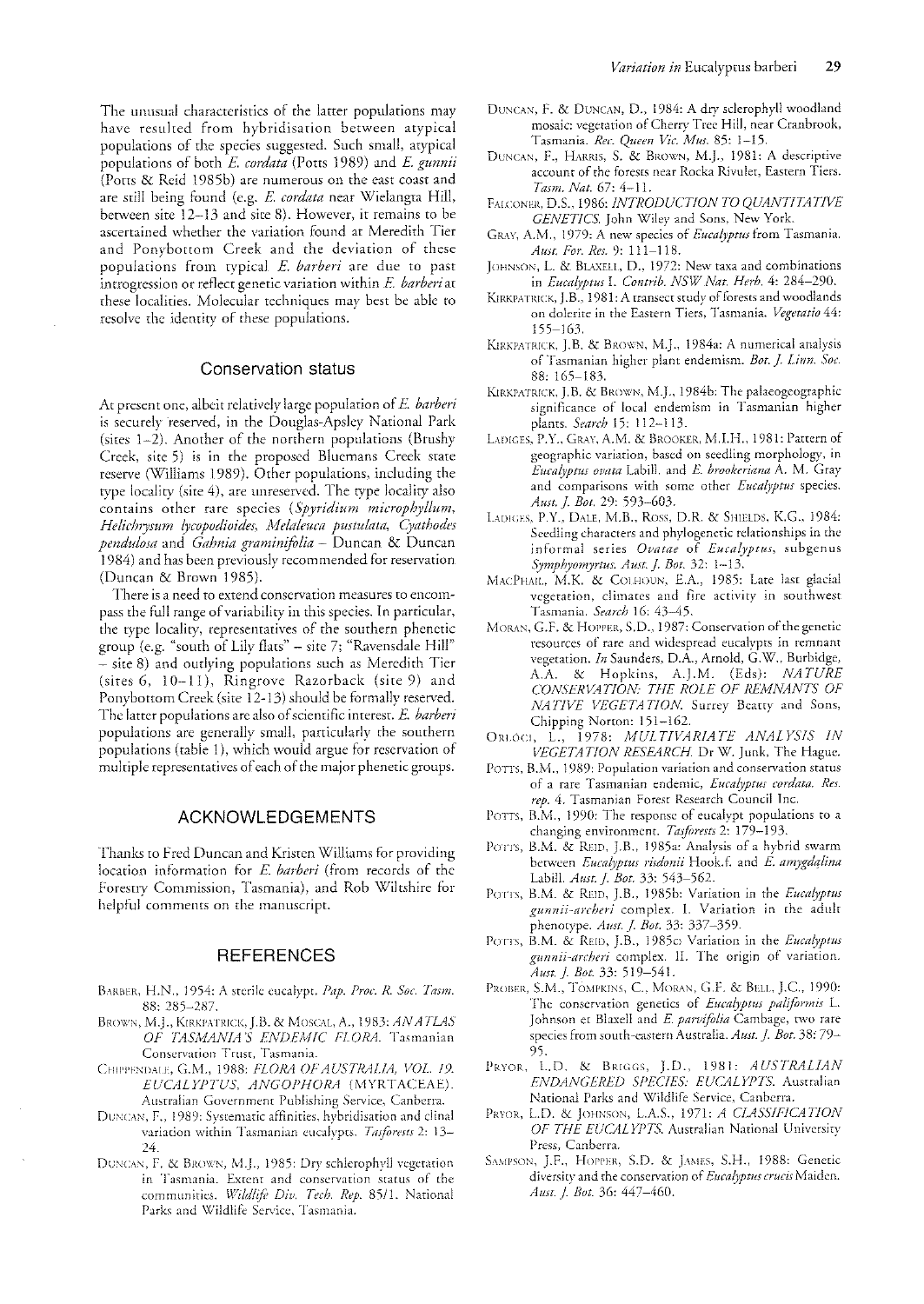The unusual characteristics of the latter populations may have resulted from hybridisation between atypical populations of the species suggested. Such small, atypical populations of both *E. cordata* (Potts 1989) and *E. gunnii* (Potts & Reid 1985b) are numerous on the east coast and are still being found (e.g. *E. cordata* near Wielangta Hill, between site 12–13 and site 8). However, it remains to be ascertained whether the variation found at Meredith Tier and Ponybottom Creek and the deviation of these populations from typical *E. barberi* are due to past introgression or reflect genetic variation within *E. barberi* at these localities. Molecular techniques may best be able to resolve the identity of these populations.

## Conservation status

At present one, albeit relatively large population of *E. barberi* is securely reserved, in the Douglas-Apsley National Park (sites 1–2). Another of the northern populations (Brushy Creek, site 5) is in the proposed Bluemans Creek state reserve (Williams 1989). Other populations, including the type locality (site 4), are unreserved. The type locality also contains other rare species (*Spyridium microphyllum*, *Helichrysum lycopodioides*, *Melaleuca pustulata*, *Cyathodes pendulosa* and *Gahnia graminifolia* – Duncan & Duncan 1984) and has been previously recommended for reservation (Duncan & Brown 1985).

There is a need to extend conservation measures to encompass the full range of variability in this species. In particular, the type locality, representatives of the southern phenetic group (e.g. "south of Lily flats" – site 7; "Ravensdale Hill" – site 8) and outlying populations such as Meredith Tier (sites 6, 10–11), Ringrove Razorback (site 9) and Ponybottom Creek (site 12-13) should be formally reserved. The latter populations are also of scientific interest. *E. barberi* populations are generally small, particularly the southern populations (table 1), which would argue for reservation of multiple representatives of each of the major phenetic groups.

## ACKNOWLEDGEMENTS

Thanks to Fred Duncan and Kristen Williams for providing location information for *E. barberi* (from records of the Forestry Commission, Tasmania), and Rob Wiltshire for helpful comments on the manuscript.

## REFERENCES

Barber, H.N., 1954: A sterile eucalypt. *Pap. Proc. R. Soc. Tasm.* 88: 285–287.

Brown, M.J., Kirkpatrick, J.B. & Moscal, A., 1983: *AN ATLAS OF TASMANIA'S ENDEMIC FLORA*. Tasmanian Conservation Trust, Tasmania.

Chippendale, G.M., 1988: *FLORA OF AUSTRALIA, VOL. 19. EUCALYPTUS, ANGOPHORA* (MYRTACEAE). Australian Government Publishing Service, Canberra.

Duncan, F., 1989: Systematic affinities, hybridisation and clinal variation within Tasmanian eucalypts. *Tasforests* 2: 13–24.

Duncan, F. & Brown, M.J., 1985: Dry schlerophyll vegetation in Tasmania. Extent and conservation status of the communities. *Wildlife Div. Tech. Rep.* 85/1. National Parks and Wildlife Service, Tasmania.

Duncan, F. & Duncan, D., 1984: A dry sclerophyll woodland mosaic: vegetation of Cherry Tree Hill, near Cranbrook, Tasmania. *Rec. Queen Vic. Mus.* 85: 1–15.

Duncan, F., Harris, S. & Brown, M.J., 1981: A descriptive account of the forests near Rocka Rivulet, Eastern Tiers. *Tasm. Nat.* 67: 4–11.

Falconer, D.S., 1986: *INTRODUCTION TO QUANTITATIVE GENETICS*. John Wiley and Sons, New York.

Gray, A.M., 1979: A new species of *Eucalyptus* from Tasmania. *Aust. For. Res.* 9: 111–118.

Johnson, L. & Blaxell, D., 1972: New taxa and combinations in *Eucalyptus* I. *Contrib. NSW Nat. Herb.* 4: 284–290.

Kirkpatrick, J.B., 1981: A transect study of forests and woodlands on dolerite in the Eastern Tiers, Tasmania. *Vegetatio* 44: 155–163.

Kirkpatrick, J.B. & Brown, M.J., 1984a: A numerical analysis of Tasmanian higher plant endemism. *Bot. J. Linn. Soc.* 88: 165–183.

Kirkpatrick, J.B. & Brown, M.J., 1984b: The palaeogeographic significance of local endemism in Tasmanian higher plants. *Search* 15: 112–113.

Ladiges, P.Y., Gray, A.M. & Brooker, M.I.H., 1981: Pattern of geographic variation, based on seedling morphology, in *Eucalyptus ovata* Labill. and *E. brookeriana* A. M. Gray and comparisons with some other *Eucalyptus* species. *Aust. J. Bot.* 29: 593–603.

Ladiges, P.Y., Dale, M.B., Ross, D.R. & Shields, K.G., 1984: Seedling characters and phylogenetic relationships in the informal series *Ovatae* of *Eucalyptus*, subgenus *Symphyomyrtus*. *Aust. J. Bot.* 32: 1–13.

MacPhail, M.K. & Colhoun, E.A., 1985: Late last glacial vegetation, climates and fire activity in southwest Tasmania. *Search* 16: 43–45.

Moran, G.F. & Hopper, S.D., 1987: Conservation of the genetic resources of rare and widespread eucalypts in remnant vegetation. *In* Saunders, D.A., Arnold, G.W., Burbidge, A.A. & Hopkins, A.J.M. (Eds): *NATURE CONSERVATION: THE ROLE OF REMNANTS OF NATIVE VEGETATION*. Surrey Beatty and Sons, Chipping Norton: 151–162.

Orlóci, L., 1978: *MULTIVARIATE ANALYSIS IN VEGETATION RESEARCH*. Dr W. Junk, The Hague.

Potts, B.M., 1989: Population variation and conservation status of a rare Tasmanian endemic, *Eucalyptus cordata*. *Res. rep.* 4. Tasmanian Forest Research Council Inc.

Potts, B.M., 1990: The response of eucalypt populations to a changing environment. *Tasforests* 2: 179–193.

Potts, B.M. & Reid, J.B., 1985a: Analysis of a hybrid swarm between *Eucalyptus risdonii* Hook.f. and *E. amygdalina* Labill. *Aust. J. Bot.* 33: 543–562.

Potts, B.M. & Reid, J.B., 1985b: Variation in the *Eucalyptus gunnii-archeri* complex. I. Variation in the adult phenotype. *Aust. J. Bot.* 33: 337–359.

Potts, B.M. & Reid, J.B., 1985c: Variation in the *Eucalyptus gunnii-archeri* complex. II. The origin of variation. *Aust. J. Bot.* 33: 519–541.

Prober, S.M., Tompkins, C., Moran, G.F. & Bell, J.C., 1990: The conservation genetics of *Eucalyptus paliformis* L. Johnson et Blaxell and *E. parvifolia* Cambage, two rare species from south-eastern Australia. *Aust. J. Bot.* 38: 79–95.

Pryor, L.D. & Briggs, J.D., 1981: *AUSTRALIAN ENDANGERED SPECIES: EUCALYPTS*. Australian National Parks and Wildlife Service, Canberra.

Pryor, L.D. & Johnson, L.A.S., 1971: *A CLASSIFICATION OF THE EUCALYPTS*. Australian National University Press, Canberra.

Sampson, J.F., Hopper, S.D. & James, S.H., 1988: Genetic diversity and the conservation of *Eucalyptus crucis* Maiden. *Aust. J. Bot.* 36: 447–460.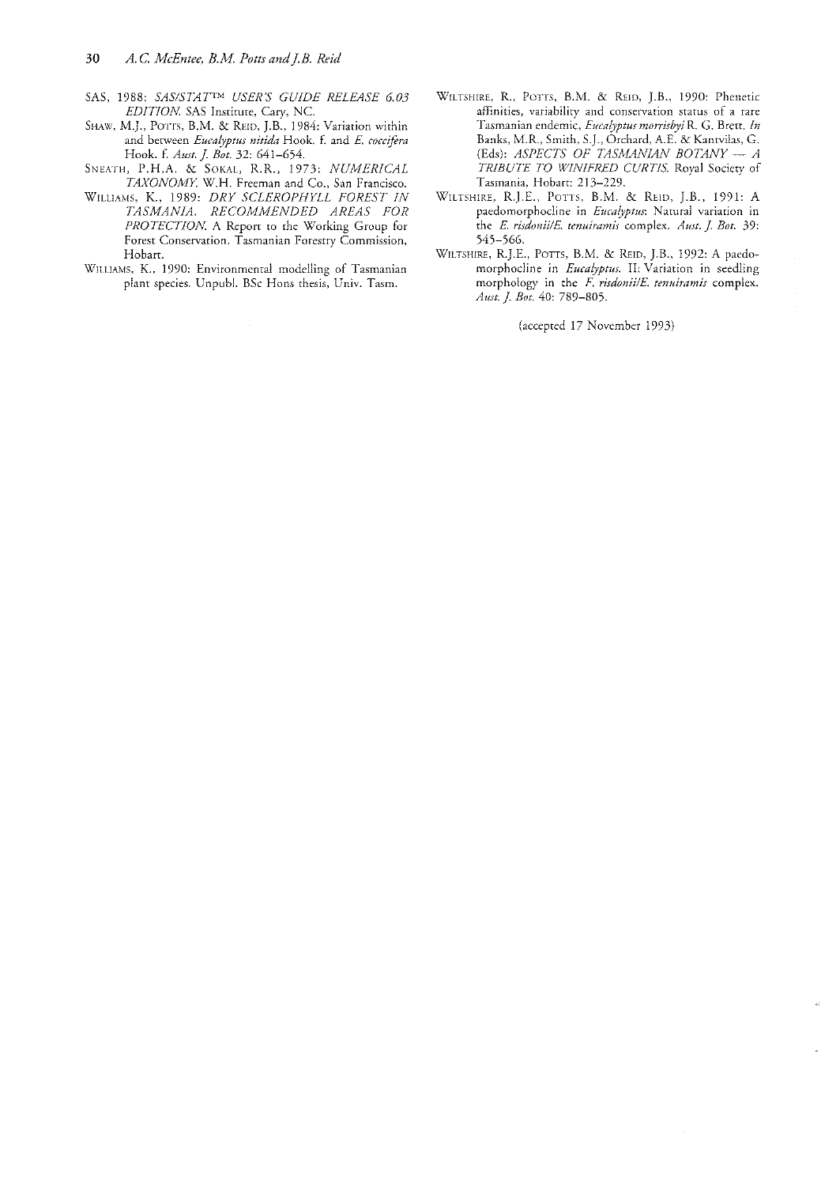SAS, 1988: *SAS/STAT™ USER'S GUIDE RELEASE 6.03 EDITION*. SAS Institute, Cary, NC.

Shaw, M.J., Potts, B.M. & Reid, J.B., 1984: Variation within and between *Eucalyptus nitida* Hook. f. and *E. coccifera* Hook. f. *Aust. J. Bot.* 32: 641–654.

Sneath, P.H.A. & Sokal, R.R., 1973: *NUMERICAL TAXONOMY*. W.H. Freeman and Co., San Francisco.

Williams, K., 1989: *DRY SCLEROPHYLL FOREST IN TASMANIA. RECOMMENDED AREAS FOR PROTECTION*. A Report to the Working Group for Forest Conservation. Tasmanian Forestry Commission, Hobart.

Williams, K., 1990: Environmental modelling of Tasmanian plant species. Unpubl. BSc Hons thesis, Univ. Tasm.

Wiltshire, R., Potts, B.M. & Reid, J.B., 1990: Phenetic affinities, variability and conservation status of a rare Tasmanian endemic, *Eucalyptus morrisbyi* R. G. Brett. *In* Banks, M.R., Smith, S.J., Orchard, A.E. & Kantvilas, G. (Eds): *ASPECTS OF TASMANIAN BOTANY — A TRIBUTE TO WINIFRED CURTIS*. Royal Society of Tasmania, Hobart: 213–229.

Wiltshire, R.J.E., Potts, B.M. & Reid, J.B., 1991: A paedomorphocline in *Eucalyptus*: Natural variation in the *E. risdonii/E. tenuiramis* complex. *Aust. J. Bot.* 39: 545–566.

Wiltshire, R.J.E., Potts, B.M. & Reid, J.B., 1992: A paedomorphocline in *Eucalyptus*. II: Variation in seedling morphology in the *E. risdonii/E. tenuiramis* complex. *Aust. J. Bot.* 40: 789–805.

(accepted 17 November 1993)